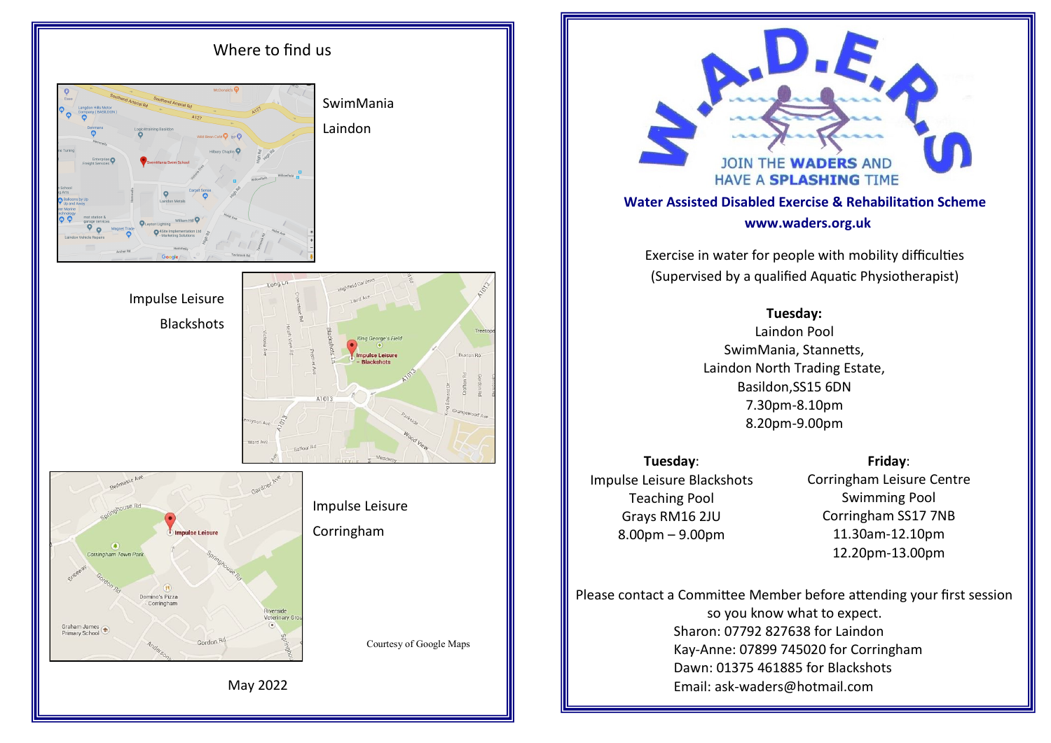## Where to find us

SwimMania
Laindon

Impulse Leisure
Blackshots

Impulse Leisure
Corringham

Courtesy of Google Maps

May 2022

# W.A.D.E.R.S

JOIN THE **WADERS** AND HAVE A **SPLASHING** TIME

**Water Assisted Disabled Exercise & Rehabilitation Scheme**

**www.waders.org.uk**

Exercise in water for people with mobility difficulties
(Supervised by a qualified Aquatic Physiotherapist)

**Tuesday:**
Laindon Pool
SwimMania, Stannetts,
Laindon North Trading Estate,
Basildon,SS15 6DN
7.30pm-8.10pm
8.20pm-9.00pm

**Tuesday**:
Impulse Leisure Blackshots
Teaching Pool
Grays RM16 2JU
8.00pm – 9.00pm

**Friday**:
Corringham Leisure Centre
Swimming Pool
Corringham SS17 7NB
11.30am-12.10pm
12.20pm-13.00pm

Please contact a Committee Member before attending your first session so you know what to expect.
Sharon: 07792 827638 for Laindon
Kay-Anne: 07899 745020 for Corringham
Dawn: 01375 461885 for Blackshots
Email: ask-waders@hotmail.com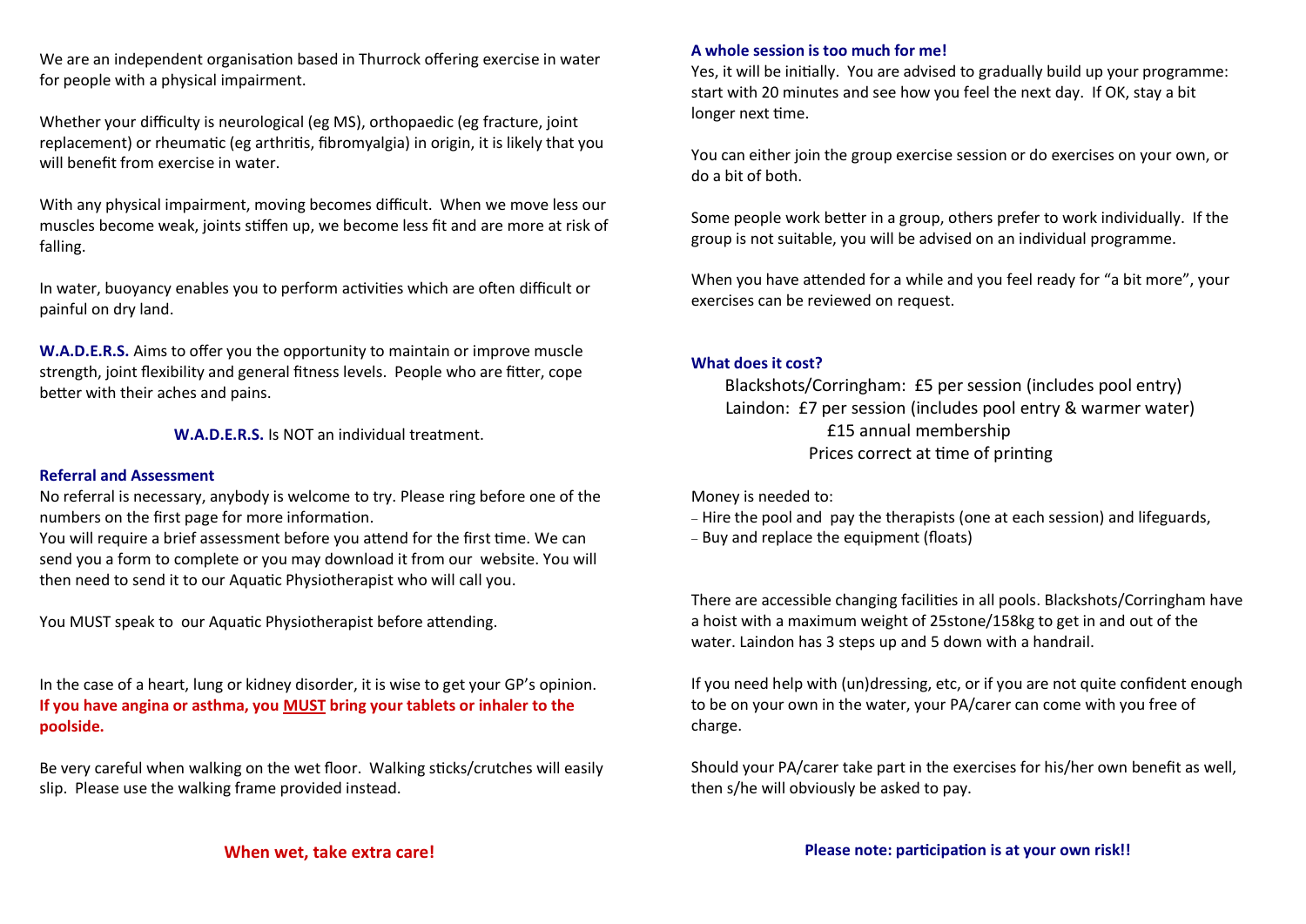We are an independent organisation based in Thurrock offering exercise in water for people with a physical impairment.

Whether your difficulty is neurological (eg MS), orthopaedic (eg fracture, joint replacement) or rheumatic (eg arthritis, fibromyalgia) in origin, it is likely that you will benefit from exercise in water.

With any physical impairment, moving becomes difficult. When we move less our muscles become weak, joints stiffen up, we become less fit and are more at risk of falling.

In water, buoyancy enables you to perform activities which are often difficult or painful on dry land.

**W.A.D.E.R.S.** Aims to offer you the opportunity to maintain or improve muscle strength, joint flexibility and general fitness levels. People who are fitter, cope better with their aches and pains.

**W.A.D.E.R.S.** Is NOT an individual treatment.

### Referral and Assessment

No referral is necessary, anybody is welcome to try. Please ring before one of the numbers on the first page for more information.

You will require a brief assessment before you attend for the first time. We can send you a form to complete or you may download it from our website. You will then need to send it to our Aquatic Physiotherapist who will call you.

You MUST speak to our Aquatic Physiotherapist before attending.

In the case of a heart, lung or kidney disorder, it is wise to get your GP's opinion. **If you have angina or asthma, you <u>MUST</u> bring your tablets or inhaler to the poolside.**

Be very careful when walking on the wet floor. Walking sticks/crutches will easily slip. Please use the walking frame provided instead.

**When wet, take extra care!**

### A whole session is too much for me!

Yes, it will be initially. You are advised to gradually build up your programme: start with 20 minutes and see how you feel the next day. If OK, stay a bit longer next time.

You can either join the group exercise session or do exercises on your own, or do a bit of both.

Some people work better in a group, others prefer to work individually. If the group is not suitable, you will be advised on an individual programme.

When you have attended for a while and you feel ready for "a bit more", your exercises can be reviewed on request.

### What does it cost?

Blackshots/Corringham: £5 per session (includes pool entry)
Laindon: £7 per session (includes pool entry & warmer water)
£15 annual membership
Prices correct at time of printing

Money is needed to:

- Hire the pool and pay the therapists (one at each session) and lifeguards,
- Buy and replace the equipment (floats)

There are accessible changing facilities in all pools. Blackshots/Corringham have a hoist with a maximum weight of 25stone/158kg to get in and out of the water. Laindon has 3 steps up and 5 down with a handrail.

If you need help with (un)dressing, etc, or if you are not quite confident enough to be on your own in the water, your PA/carer can come with you free of charge.

Should your PA/carer take part in the exercises for his/her own benefit as well, then s/he will obviously be asked to pay.

**Please note: participation is at your own risk!!**